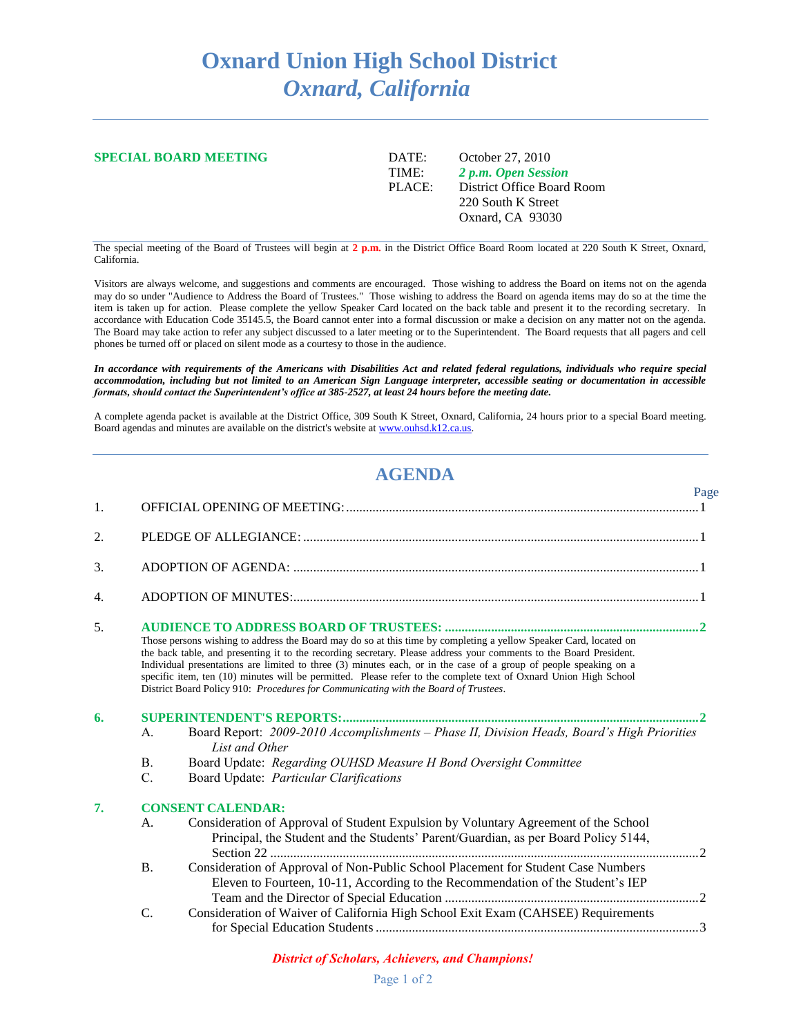# Oxnard Union High School District
## *Oxnard, California*

**SPECIAL BOARD MEETING**

DATE: October 27, 2010
TIME: ***2 p.m. Open Session***
PLACE: District Office Board Room
220 South K Street
Oxnard, CA 93030

The special meeting of the Board of Trustees will begin at **2 p.m.** in the District Office Board Room located at 220 South K Street, Oxnard, California.

Visitors are always welcome, and suggestions and comments are encouraged. Those wishing to address the Board on items not on the agenda may do so under "Audience to Address the Board of Trustees." Those wishing to address the Board on agenda items may do so at the time the item is taken up for action. Please complete the yellow Speaker Card located on the back table and present it to the recording secretary. In accordance with Education Code 35145.5, the Board cannot enter into a formal discussion or make a decision on any matter not on the agenda. The Board may take action to refer any subject discussed to a later meeting or to the Superintendent. The Board requests that all pagers and cell phones be turned off or placed on silent mode as a courtesy to those in the audience.

***In accordance with requirements of the Americans with Disabilities Act and related federal regulations, individuals who require special accommodation, including but not limited to an American Sign Language interpreter, accessible seating or documentation in accessible formats, should contact the Superintendent's office at 385-2527, at least 24 hours before the meeting date.***

A complete agenda packet is available at the District Office, 309 South K Street, Oxnard, California, 24 hours prior to a special Board meeting. Board agendas and minutes are available on the district's website at www.ouhsd.k12.ca.us.

## AGENDA

Page

1. OFFICIAL OPENING OF MEETING: ....................................................... 1

2. PLEDGE OF ALLEGIANCE: ....................................................... 1

3. ADOPTION OF AGENDA: ....................................................... 1

4. ADOPTION OF MINUTES: ....................................................... 1

5. **AUDIENCE TO ADDRESS BOARD OF TRUSTEES: ....................................................... 2**
   Those persons wishing to address the Board may do so at this time by completing a yellow Speaker Card, located on the back table, and presenting it to the recording secretary. Please address your comments to the Board President. Individual presentations are limited to three (3) minutes each, or in the case of a group of people speaking on a specific item, ten (10) minutes will be permitted. Please refer to the complete text of Oxnard Union High School District Board Policy 910: *Procedures for Communicating with the Board of Trustees*.

6. **SUPERINTENDENT'S REPORTS: ....................................................... 2**
   - A. Board Report: *2009-2010 Accomplishments – Phase II, Division Heads, Board's High Priorities List and Other*
   - B. Board Update: *Regarding OUHSD Measure H Bond Oversight Committee*
   - C. Board Update: *Particular Clarifications*

7. **CONSENT CALENDAR:**
   - A. Consideration of Approval of Student Expulsion by Voluntary Agreement of the School Principal, the Student and the Students' Parent/Guardian, as per Board Policy 5144, Section 22 ....................................................... 2
   - B. Consideration of Approval of Non-Public School Placement for Student Case Numbers Eleven to Fourteen, 10-11, According to the Recommendation of the Student's IEP Team and the Director of Special Education ....................................................... 2
   - C. Consideration of Waiver of California High School Exit Exam (CAHSEE) Requirements for Special Education Students ....................................................... 3

*District of Scholars, Achievers, and Champions!*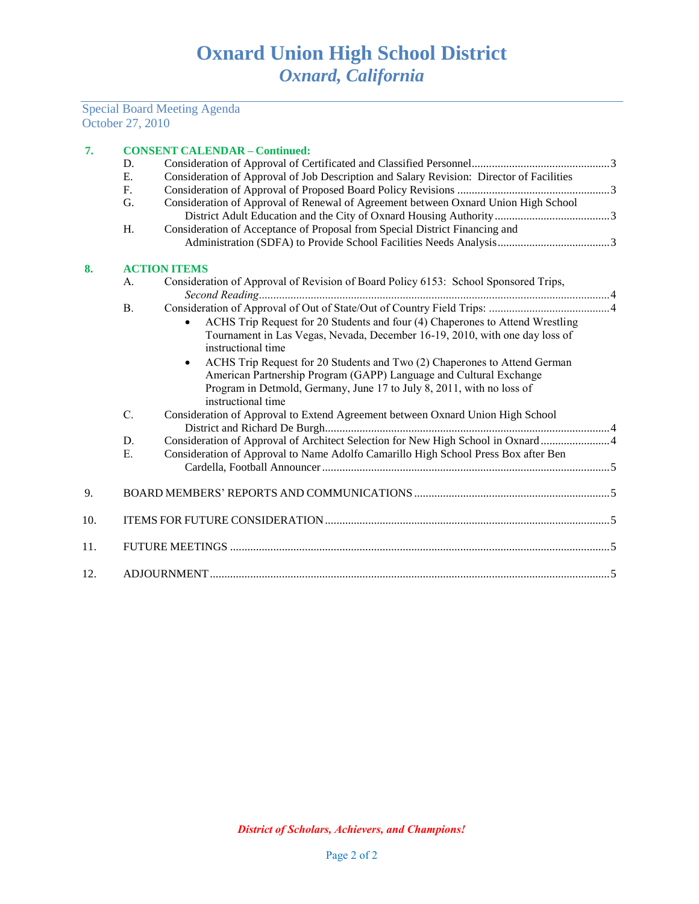# Oxnard Union High School District
## *Oxnard, California*

Special Board Meeting Agenda
October 27, 2010

**7. CONSENT CALENDAR – Continued:**

- D. Consideration of Approval of Certificated and Classified Personnel ........ 3
- E. Consideration of Approval of Job Description and Salary Revision: Director of Facilities
- F. Consideration of Approval of Proposed Board Policy Revisions ........ 3
- G. Consideration of Approval of Renewal of Agreement between Oxnard Union High School District Adult Education and the City of Oxnard Housing Authority ........ 3
- H. Consideration of Acceptance of Proposal from Special District Financing and Administration (SDFA) to Provide School Facilities Needs Analysis ........ 3

**8. ACTION ITEMS**

- A. Consideration of Approval of Revision of Board Policy 6153: School Sponsored Trips, *Second Reading* ........ 4
- B. Consideration of Approval of Out of State/Out of Country Field Trips: ........ 4
  - ACHS Trip Request for 20 Students and four (4) Chaperones to Attend Wrestling Tournament in Las Vegas, Nevada, December 16-19, 2010, with one day loss of instructional time
  - ACHS Trip Request for 20 Students and Two (2) Chaperones to Attend German American Partnership Program (GAPP) Language and Cultural Exchange Program in Detmold, Germany, June 17 to July 8, 2011, with no loss of instructional time
- C. Consideration of Approval to Extend Agreement between Oxnard Union High School District and Richard De Burgh ........ 4
- D. Consideration of Approval of Architect Selection for New High School in Oxnard ........ 4
- E. Consideration of Approval to Name Adolfo Camarillo High School Press Box after Ben Cardella, Football Announcer ........ 5

9. BOARD MEMBERS' REPORTS AND COMMUNICATIONS ........ 5

10. ITEMS FOR FUTURE CONSIDERATION ........ 5

11. FUTURE MEETINGS ........ 5

12. ADJOURNMENT ........ 5

*District of Scholars, Achievers, and Champions!*